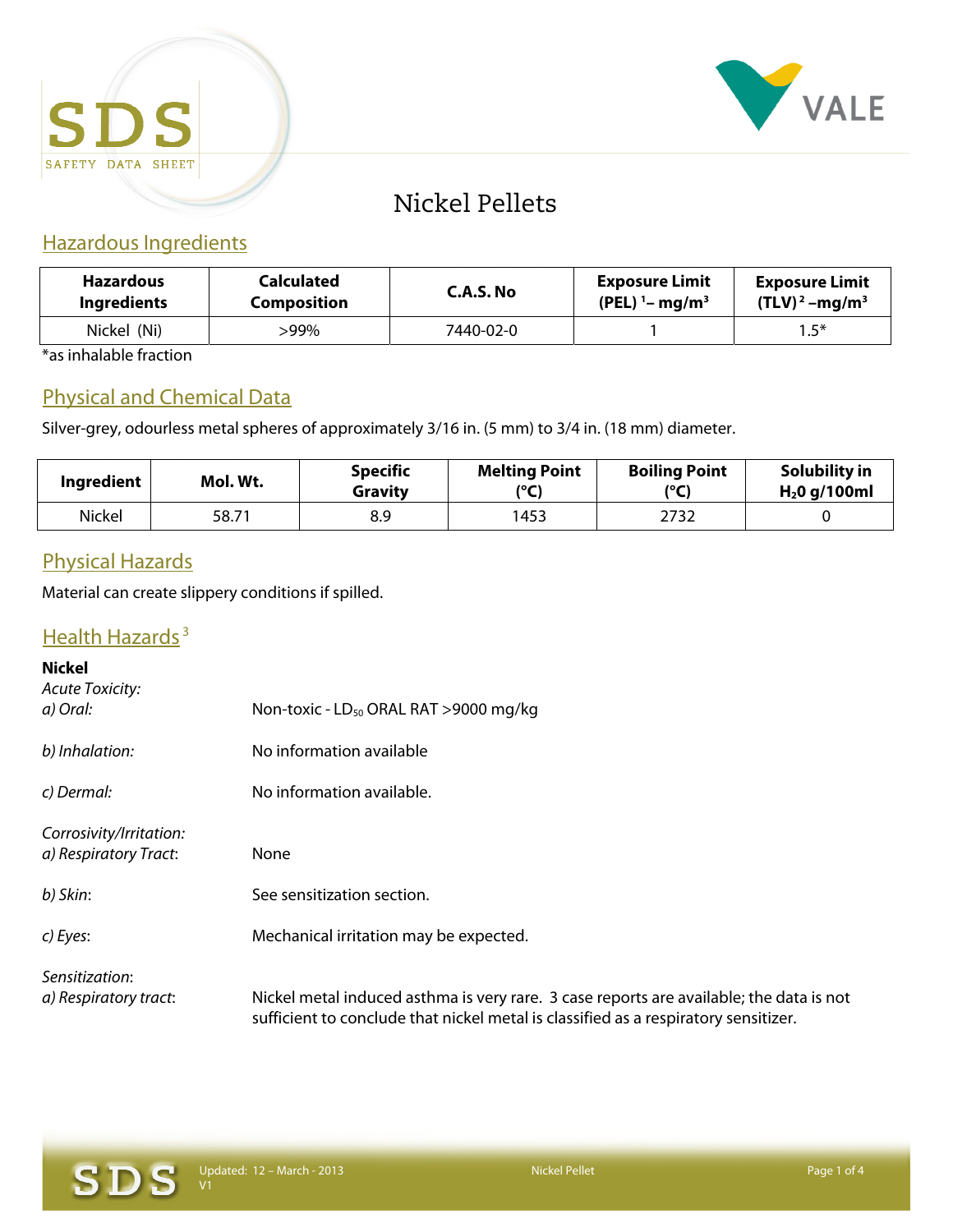# Nickel Pellets

## Hazardous Ingredients

| Hazardous Ingredients | Calculated Composition | C.A.S. No | Exposure Limit (PEL) [1] – $mg/m^3$ | Exposure Limit (TLV) [2] – $mg/m^3$ |
|---|---|---|---|---|
| Nickel (Ni) | >99% | 7440-02-0 | 1 | 1.5* |

*as inhalable fraction

## Physical and Chemical Data

Silver-grey, odourless metal spheres of approximately 3/16 in. (5 mm) to 3/4 in. (18 mm) diameter.

| Ingredient | Mol. Wt. | Specific Gravity | Melting Point (°C) | Boiling Point (°C) | Solubility in $H_20$ g/100ml |
|---|---|---|---|---|---|
| Nickel | 58.71 | 8.9 | 1453 | 2732 | 0 |

## Physical Hazards

Material can create slippery conditions if spilled.

## Health Hazards [3]

**Nickel**

*Acute Toxicity:*

*a) Oral:* Non-toxic - $LD_{50}$ ORAL RAT >9000 mg/kg

*b) Inhalation:* No information available

*c) Dermal:* No information available.

*Corrosivity/Irritation:*

*a) Respiratory Tract*: None

*b) Skin*: See sensitization section.

*c) Eyes*: Mechanical irritation may be expected.

*Sensitization*:

*a) Respiratory tract*: Nickel metal induced asthma is very rare. 3 case reports are available; the data is not sufficient to conclude that nickel metal is classified as a respiratory sensitizer.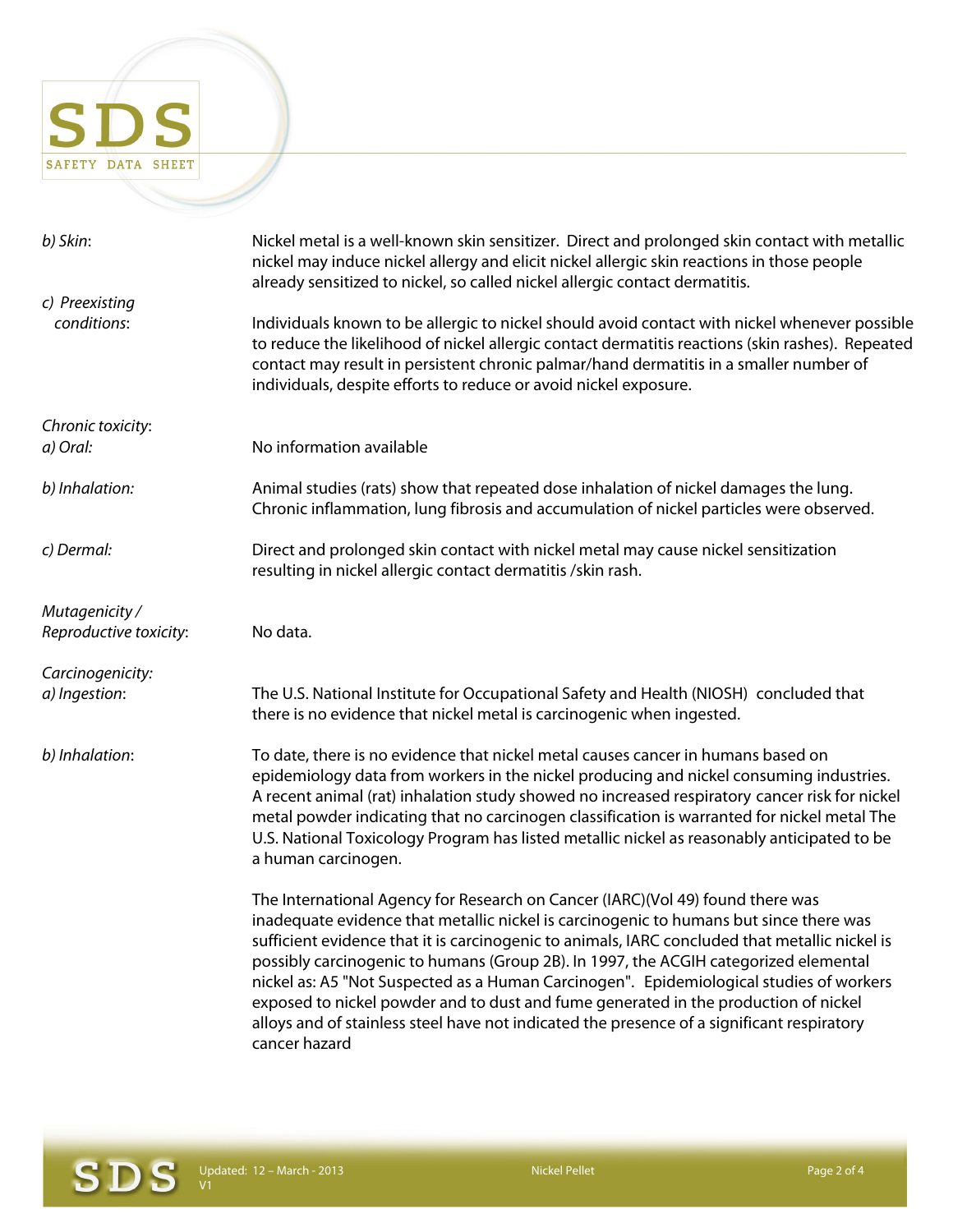*b) Skin*: Nickel metal is a well-known skin sensitizer. Direct and prolonged skin contact with metallic nickel may induce nickel allergy and elicit nickel allergic skin reactions in those people already sensitized to nickel, so called nickel allergic contact dermatitis.

*c) Preexisting conditions*: Individuals known to be allergic to nickel should avoid contact with nickel whenever possible to reduce the likelihood of nickel allergic contact dermatitis reactions (skin rashes). Repeated contact may result in persistent chronic palmar/hand dermatitis in a smaller number of individuals, despite efforts to reduce or avoid nickel exposure.

*Chronic toxicity*:

*a) Oral:* No information available

*b) Inhalation:* Animal studies (rats) show that repeated dose inhalation of nickel damages the lung. Chronic inflammation, lung fibrosis and accumulation of nickel particles were observed.

*c) Dermal:* Direct and prolonged skin contact with nickel metal may cause nickel sensitization resulting in nickel allergic contact dermatitis /skin rash.

*Mutagenicity / Reproductive toxicity*: No data.

*Carcinogenicity:*

*a) Ingestion*: The U.S. National Institute for Occupational Safety and Health (NIOSH) concluded that there is no evidence that nickel metal is carcinogenic when ingested.

*b) Inhalation*: To date, there is no evidence that nickel metal causes cancer in humans based on epidemiology data from workers in the nickel producing and nickel consuming industries. A recent animal (rat) inhalation study showed no increased respiratory cancer risk for nickel metal powder indicating that no carcinogen classification is warranted for nickel metal The U.S. National Toxicology Program has listed metallic nickel as reasonably anticipated to be a human carcinogen.

The International Agency for Research on Cancer (IARC)(Vol 49) found there was inadequate evidence that metallic nickel is carcinogenic to humans but since there was sufficient evidence that it is carcinogenic to animals, IARC concluded that metallic nickel is possibly carcinogenic to humans (Group 2B). In 1997, the ACGIH categorized elemental nickel as: A5 "Not Suspected as a Human Carcinogen". Epidemiological studies of workers exposed to nickel powder and to dust and fume generated in the production of nickel alloys and of stainless steel have not indicated the presence of a significant respiratory cancer hazard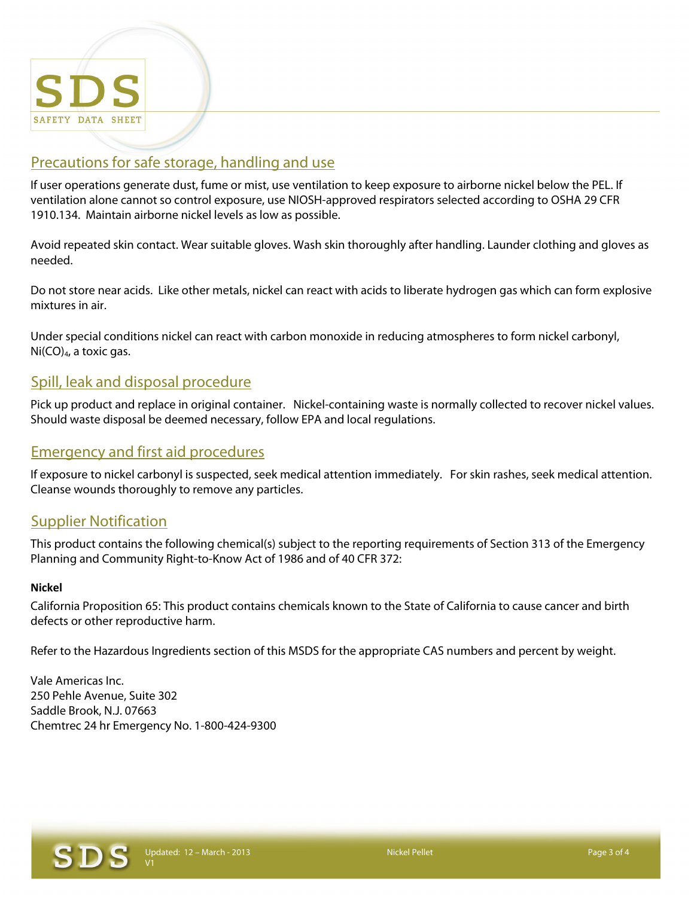## Precautions for safe storage, handling and use

If user operations generate dust, fume or mist, use ventilation to keep exposure to airborne nickel below the PEL. If ventilation alone cannot so control exposure, use NIOSH-approved respirators selected according to OSHA 29 CFR 1910.134. Maintain airborne nickel levels as low as possible.

Avoid repeated skin contact. Wear suitable gloves. Wash skin thoroughly after handling. Launder clothing and gloves as needed.

Do not store near acids. Like other metals, nickel can react with acids to liberate hydrogen gas which can form explosive mixtures in air.

Under special conditions nickel can react with carbon monoxide in reducing atmospheres to form nickel carbonyl, $Ni(CO)_4$, a toxic gas.

## Spill, leak and disposal procedure

Pick up product and replace in original container. Nickel-containing waste is normally collected to recover nickel values. Should waste disposal be deemed necessary, follow EPA and local regulations.

## Emergency and first aid procedures

If exposure to nickel carbonyl is suspected, seek medical attention immediately. For skin rashes, seek medical attention. Cleanse wounds thoroughly to remove any particles.

## Supplier Notification

This product contains the following chemical(s) subject to the reporting requirements of Section 313 of the Emergency Planning and Community Right-to-Know Act of 1986 and of 40 CFR 372:

**Nickel**

California Proposition 65: This product contains chemicals known to the State of California to cause cancer and birth defects or other reproductive harm.

Refer to the Hazardous Ingredients section of this MSDS for the appropriate CAS numbers and percent by weight.

Vale Americas Inc.
250 Pehle Avenue, Suite 302
Saddle Brook, N.J. 07663
Chemtrec 24 hr Emergency No. 1-800-424-9300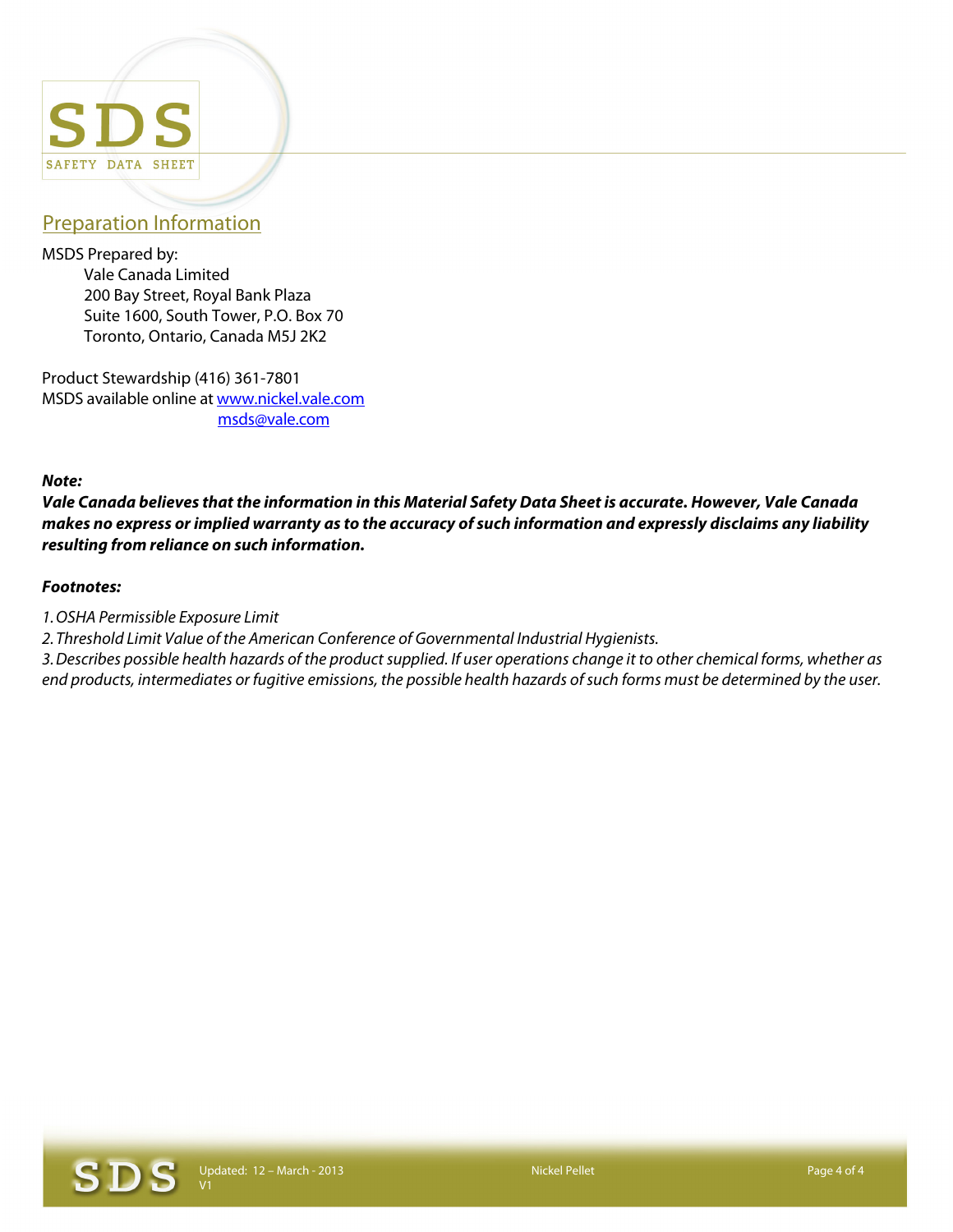## Preparation Information

MSDS Prepared by:

Vale Canada Limited
200 Bay Street, Royal Bank Plaza
Suite 1600, South Tower, P.O. Box 70
Toronto, Ontario, Canada M5J 2K2

Product Stewardship (416) 361-7801
MSDS available online at www.nickel.vale.com
msds@vale.com

***Note:***

***Vale Canada believes that the information in this Material Safety Data Sheet is accurate. However, Vale Canada makes no express or implied warranty as to the accuracy of such information and expressly disclaims any liability resulting from reliance on such information.***

***Footnotes:***

*1. OSHA Permissible Exposure Limit*

*2. Threshold Limit Value of the American Conference of Governmental Industrial Hygienists.*

*3. Describes possible health hazards of the product supplied. If user operations change it to other chemical forms, whether as end products, intermediates or fugitive emissions, the possible health hazards of such forms must be determined by the user.*